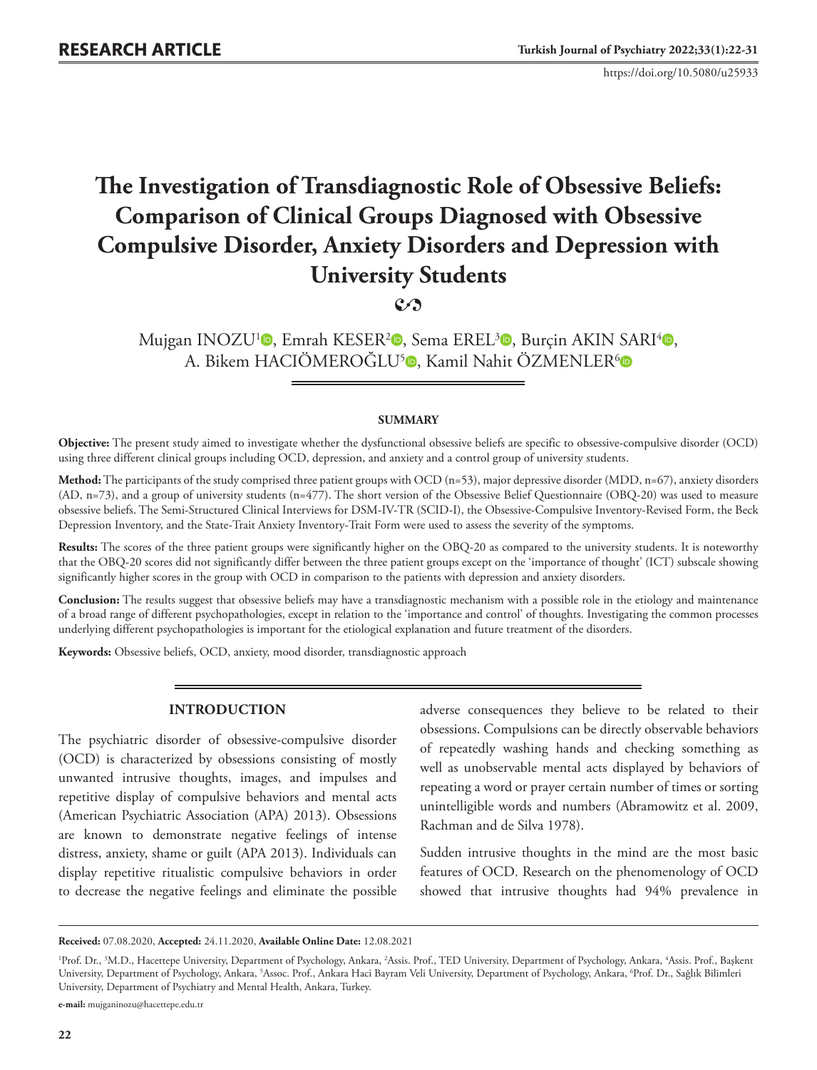RESEARCH ARTICLE

https://doi.org/10.5080/u25933

# The Investigation of Transdiagnostic Role of Obsessive Beliefs: Comparison of Clinical Groups Diagnosed with Obsessive Compulsive Disorder, Anxiety Disorders and Depression with University Students

Mujgan INOZU[1], Emrah KESER[2], Sema EREL[3], Burçin AKIN SARI[4], A. Bikem HACIÖMEROĞLU[5], Kamil Nahit ÖZMENLER[6]

## SUMMARY

**Objective:** The present study aimed to investigate whether the dysfunctional obsessive beliefs are specific to obsessive-compulsive disorder (OCD) using three different clinical groups including OCD, depression, and anxiety and a control group of university students.

**Method:** The participants of the study comprised three patient groups with OCD (n=53), major depressive disorder (MDD, n=67), anxiety disorders (AD, n=73), and a group of university students (n=477). The short version of the Obsessive Belief Questionnaire (OBQ-20) was used to measure obsessive beliefs. The Semi-Structured Clinical Interviews for DSM-IV-TR (SCID-I), the Obsessive-Compulsive Inventory-Revised Form, the Beck Depression Inventory, and the State-Trait Anxiety Inventory-Trait Form were used to assess the severity of the symptoms.

**Results:** The scores of the three patient groups were significantly higher on the OBQ-20 as compared to the university students. It is noteworthy that the OBQ-20 scores did not significantly differ between the three patient groups except on the 'importance of thought' (ICT) subscale showing significantly higher scores in the group with OCD in comparison to the patients with depression and anxiety disorders.

**Conclusion:** The results suggest that obsessive beliefs may have a transdiagnostic mechanism with a possible role in the etiology and maintenance of a broad range of different psychopathologies, except in relation to the 'importance and control' of thoughts. Investigating the common processes underlying different psychopathologies is important for the etiological explanation and future treatment of the disorders.

**Keywords:** Obsessive beliefs, OCD, anxiety, mood disorder, transdiagnostic approach

## INTRODUCTION

The psychiatric disorder of obsessive-compulsive disorder (OCD) is characterized by obsessions consisting of mostly unwanted intrusive thoughts, images, and impulses and repetitive display of compulsive behaviors and mental acts (American Psychiatric Association (APA) 2013). Obsessions are known to demonstrate negative feelings of intense distress, anxiety, shame or guilt (APA 2013). Individuals can display repetitive ritualistic compulsive behaviors in order to decrease the negative feelings and eliminate the possible adverse consequences they believe to be related to their obsessions. Compulsions can be directly observable behaviors of repeatedly washing hands and checking something as well as unobservable mental acts displayed by behaviors of repeating a word or prayer certain number of times or sorting unintelligible words and numbers (Abramowitz et al. 2009, Rachman and de Silva 1978).

Sudden intrusive thoughts in the mind are the most basic features of OCD. Research on the phenomenology of OCD showed that intrusive thoughts had 94% prevalence in

**Received:** 07.08.2020, **Accepted:** 24.11.2020, **Available Online Date:** 12.08.2021

[1]Prof. Dr., [3]M.D., Hacettepe University, Department of Psychology, Ankara, [2]Assis. Prof., TED University, Department of Psychology, Ankara, [4]Assis. Prof., Başkent University, Department of Psychology, Ankara, [5]Assoc. Prof., Ankara Haci Bayram Veli University, Department of Psychology, Ankara, [6]Prof. Dr., Sağlık Bilimleri University, Department of Psychiatry and Mental Health, Ankara, Turkey.

**e-mail:** mujganinozu@hacettepe.edu.tr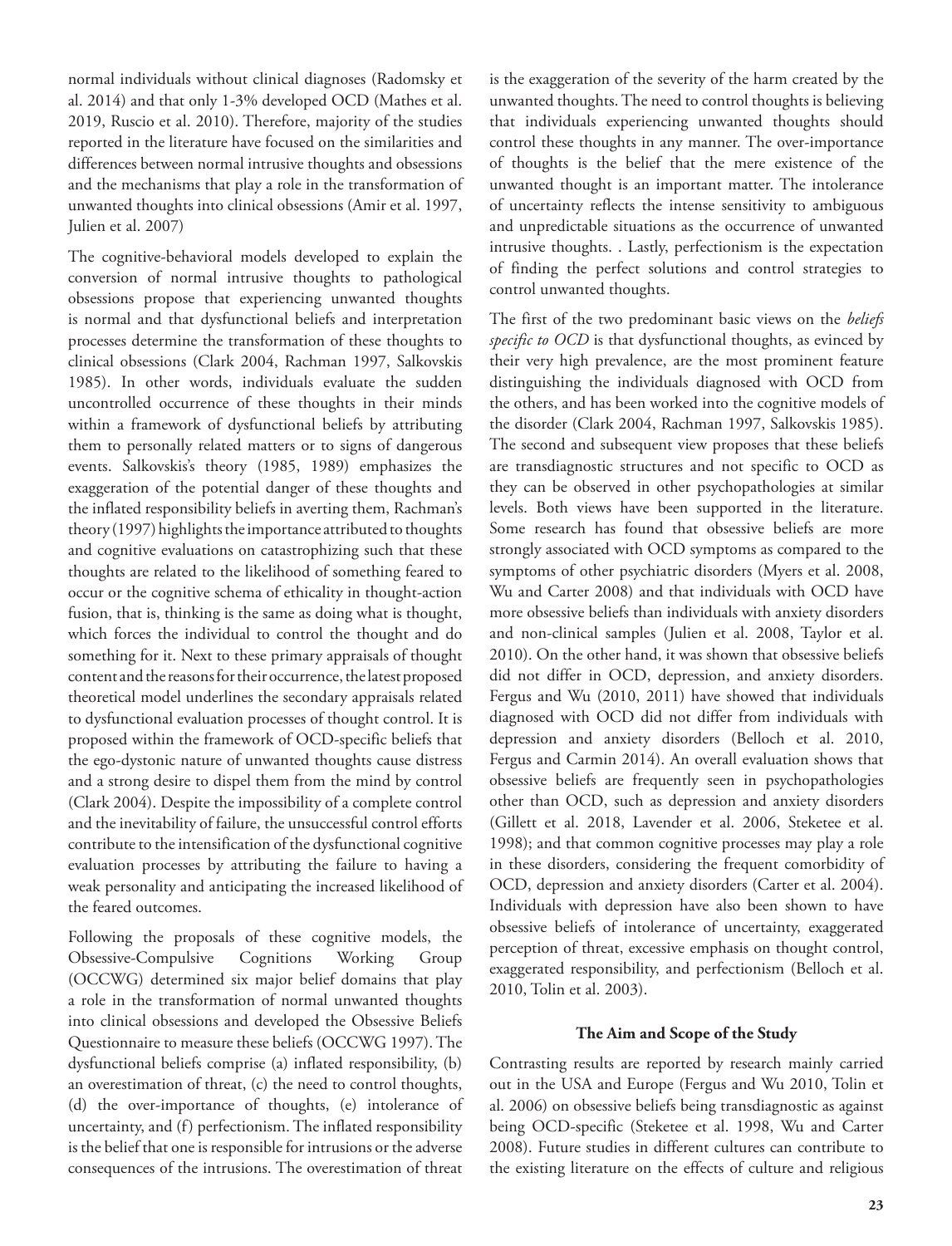normal individuals without clinical diagnoses (Radomsky et al. 2014) and that only 1-3% developed OCD (Mathes et al. 2019, Ruscio et al. 2010). Therefore, majority of the studies reported in the literature have focused on the similarities and differences between normal intrusive thoughts and obsessions and the mechanisms that play a role in the transformation of unwanted thoughts into clinical obsessions (Amir et al. 1997, Julien et al. 2007)

The cognitive-behavioral models developed to explain the conversion of normal intrusive thoughts to pathological obsessions propose that experiencing unwanted thoughts is normal and that dysfunctional beliefs and interpretation processes determine the transformation of these thoughts to clinical obsessions (Clark 2004, Rachman 1997, Salkovskis 1985). In other words, individuals evaluate the sudden uncontrolled occurrence of these thoughts in their minds within a framework of dysfunctional beliefs by attributing them to personally related matters or to signs of dangerous events. Salkovskis's theory (1985, 1989) emphasizes the exaggeration of the potential danger of these thoughts and the inflated responsibility beliefs in averting them, Rachman's theory (1997) highlights the importance attributed to thoughts and cognitive evaluations on catastrophizing such that these thoughts are related to the likelihood of something feared to occur or the cognitive schema of ethicality in thought-action fusion, that is, thinking is the same as doing what is thought, which forces the individual to control the thought and do something for it. Next to these primary appraisals of thought content and the reasons for their occurrence, the latest proposed theoretical model underlines the secondary appraisals related to dysfunctional evaluation processes of thought control. It is proposed within the framework of OCD-specific beliefs that the ego-dystonic nature of unwanted thoughts cause distress and a strong desire to dispel them from the mind by control (Clark 2004). Despite the impossibility of a complete control and the inevitability of failure, the unsuccessful control efforts contribute to the intensification of the dysfunctional cognitive evaluation processes by attributing the failure to having a weak personality and anticipating the increased likelihood of the feared outcomes.

Following the proposals of these cognitive models, the Obsessive-Compulsive Cognitions Working Group (OCCWG) determined six major belief domains that play a role in the transformation of normal unwanted thoughts into clinical obsessions and developed the Obsessive Beliefs Questionnaire to measure these beliefs (OCCWG 1997). The dysfunctional beliefs comprise (a) inflated responsibility, (b) an overestimation of threat, (c) the need to control thoughts, (d) the over-importance of thoughts, (e) intolerance of uncertainty, and (f) perfectionism. The inflated responsibility is the belief that one is responsible for intrusions or the adverse consequences of the intrusions. The overestimation of threat is the exaggeration of the severity of the harm created by the unwanted thoughts. The need to control thoughts is believing that individuals experiencing unwanted thoughts should control these thoughts in any manner. The over-importance of thoughts is the belief that the mere existence of the unwanted thought is an important matter. The intolerance of uncertainty reflects the intense sensitivity to ambiguous and unpredictable situations as the occurrence of unwanted intrusive thoughts. . Lastly, perfectionism is the expectation of finding the perfect solutions and control strategies to control unwanted thoughts.

The first of the two predominant basic views on the *beliefs specific to OCD* is that dysfunctional thoughts, as evinced by their very high prevalence, are the most prominent feature distinguishing the individuals diagnosed with OCD from the others, and has been worked into the cognitive models of the disorder (Clark 2004, Rachman 1997, Salkovskis 1985). The second and subsequent view proposes that these beliefs are transdiagnostic structures and not specific to OCD as they can be observed in other psychopathologies at similar levels. Both views have been supported in the literature. Some research has found that obsessive beliefs are more strongly associated with OCD symptoms as compared to the symptoms of other psychiatric disorders (Myers et al. 2008, Wu and Carter 2008) and that individuals with OCD have more obsessive beliefs than individuals with anxiety disorders and non-clinical samples (Julien et al. 2008, Taylor et al. 2010). On the other hand, it was shown that obsessive beliefs did not differ in OCD, depression, and anxiety disorders. Fergus and Wu (2010, 2011) have showed that individuals diagnosed with OCD did not differ from individuals with depression and anxiety disorders (Belloch et al. 2010, Fergus and Carmin 2014). An overall evaluation shows that obsessive beliefs are frequently seen in psychopathologies other than OCD, such as depression and anxiety disorders (Gillett et al. 2018, Lavender et al. 2006, Steketee et al. 1998); and that common cognitive processes may play a role in these disorders, considering the frequent comorbidity of OCD, depression and anxiety disorders (Carter et al. 2004). Individuals with depression have also been shown to have obsessive beliefs of intolerance of uncertainty, exaggerated perception of threat, excessive emphasis on thought control, exaggerated responsibility, and perfectionism (Belloch et al. 2010, Tolin et al. 2003).

## The Aim and Scope of the Study

Contrasting results are reported by research mainly carried out in the USA and Europe (Fergus and Wu 2010, Tolin et al. 2006) on obsessive beliefs being transdiagnostic as against being OCD-specific (Steketee et al. 1998, Wu and Carter 2008). Future studies in different cultures can contribute to the existing literature on the effects of culture and religious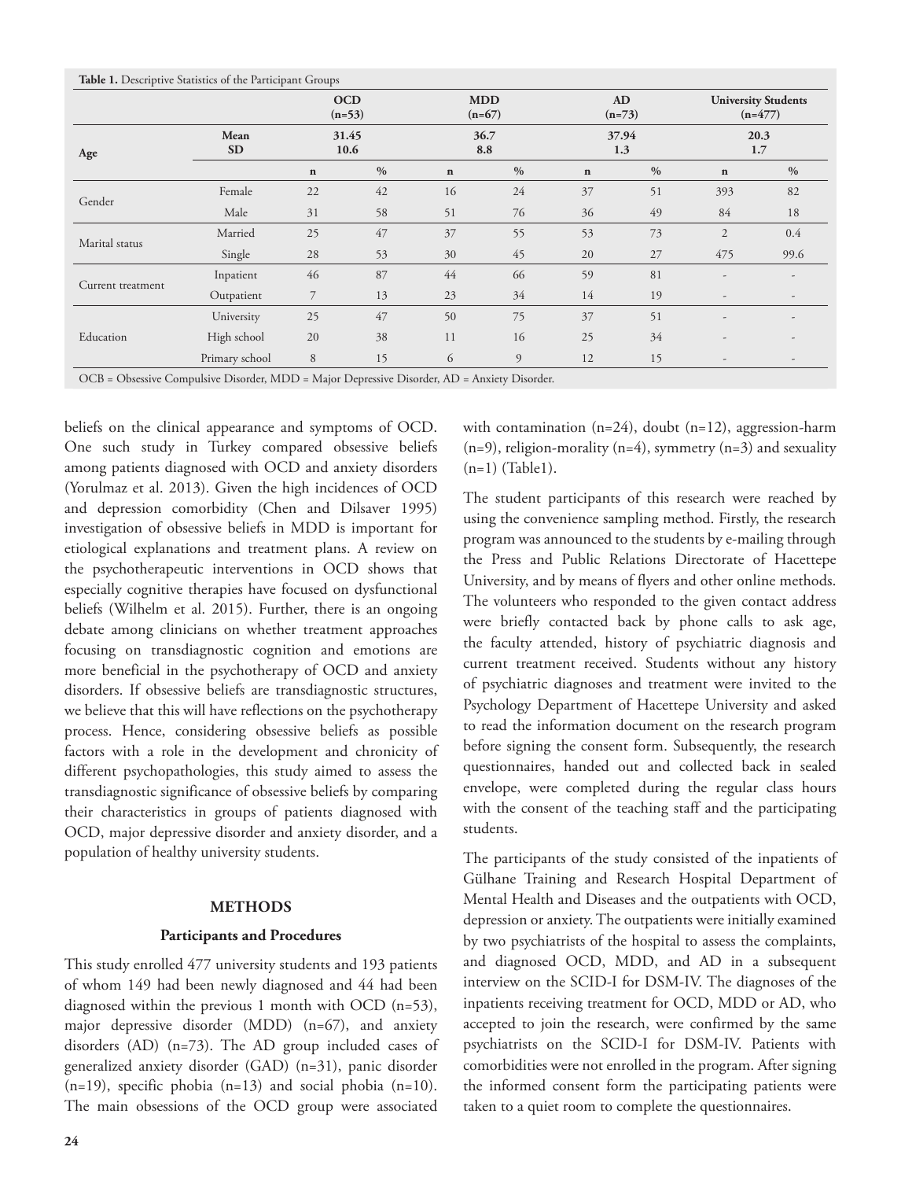**Table 1.** Descriptive Statistics of the Participant Groups

| | | OCD (n=53) | | MDD (n=67) | | AD (n=73) | | University Students (n=477) | |
|---|---|---|---|---|---|---|---|---|---|
| Age | Mean SD | 31.45 10.6 | | 36.7 8.8 | | 37.94 1.3 | | 20.3 1.7 | |
| | | n | % | n | % | n | % | n | % |
| Gender | Female | 22 | 42 | 16 | 24 | 37 | 51 | 393 | 82 |
| | Male | 31 | 58 | 51 | 76 | 36 | 49 | 84 | 18 |
| Marital status | Married | 25 | 47 | 37 | 55 | 53 | 73 | 2 | 0.4 |
| | Single | 28 | 53 | 30 | 45 | 20 | 27 | 475 | 99.6 |
| Current treatment | Inpatient | 46 | 87 | 44 | 66 | 59 | 81 | - | - |
| | Outpatient | 7 | 13 | 23 | 34 | 14 | 19 | - | - |
| Education | University | 25 | 47 | 50 | 75 | 37 | 51 | - | - |
| | High school | 20 | 38 | 11 | 16 | 25 | 34 | - | - |
| | Primary school | 8 | 15 | 6 | 9 | 12 | 15 | - | - |

OCB = Obsessive Compulsive Disorder, MDD = Major Depressive Disorder, AD = Anxiety Disorder.

beliefs on the clinical appearance and symptoms of OCD. One such study in Turkey compared obsessive beliefs among patients diagnosed with OCD and anxiety disorders (Yorulmaz et al. 2013). Given the high incidences of OCD and depression comorbidity (Chen and Dilsaver 1995) investigation of obsessive beliefs in MDD is important for etiological explanations and treatment plans. A review on the psychotherapeutic interventions in OCD shows that especially cognitive therapies have focused on dysfunctional beliefs (Wilhelm et al. 2015). Further, there is an ongoing debate among clinicians on whether treatment approaches focusing on transdiagnostic cognition and emotions are more beneficial in the psychotherapy of OCD and anxiety disorders. If obsessive beliefs are transdiagnostic structures, we believe that this will have reflections on the psychotherapy process. Hence, considering obsessive beliefs as possible factors with a role in the development and chronicity of different psychopathologies, this study aimed to assess the transdiagnostic significance of obsessive beliefs by comparing their characteristics in groups of patients diagnosed with OCD, major depressive disorder and anxiety disorder, and a population of healthy university students.

## METHODS

### Participants and Procedures

This study enrolled 477 university students and 193 patients of whom 149 had been newly diagnosed and 44 had been diagnosed within the previous 1 month with OCD (n=53), major depressive disorder (MDD) (n=67), and anxiety disorders (AD) (n=73). The AD group included cases of generalized anxiety disorder (GAD) (n=31), panic disorder (n=19), specific phobia (n=13) and social phobia (n=10). The main obsessions of the OCD group were associated with contamination (n=24), doubt (n=12), aggression-harm (n=9), religion-morality (n=4), symmetry (n=3) and sexuality (n=1) (Table1).

The student participants of this research were reached by using the convenience sampling method. Firstly, the research program was announced to the students by e-mailing through the Press and Public Relations Directorate of Hacettepe University, and by means of flyers and other online methods. The volunteers who responded to the given contact address were briefly contacted back by phone calls to ask age, the faculty attended, history of psychiatric diagnosis and current treatment received. Students without any history of psychiatric diagnoses and treatment were invited to the Psychology Department of Hacettepe University and asked to read the information document on the research program before signing the consent form. Subsequently, the research questionnaires, handed out and collected back in sealed envelope, were completed during the regular class hours with the consent of the teaching staff and the participating students.

The participants of the study consisted of the inpatients of Gülhane Training and Research Hospital Department of Mental Health and Diseases and the outpatients with OCD, depression or anxiety. The outpatients were initially examined by two psychiatrists of the hospital to assess the complaints, and diagnosed OCD, MDD, and AD in a subsequent interview on the SCID-I for DSM-IV. The diagnoses of the inpatients receiving treatment for OCD, MDD or AD, who accepted to join the research, were confirmed by the same psychiatrists on the SCID-I for DSM-IV. Patients with comorbidities were not enrolled in the program. After signing the informed consent form the participating patients were taken to a quiet room to complete the questionnaires.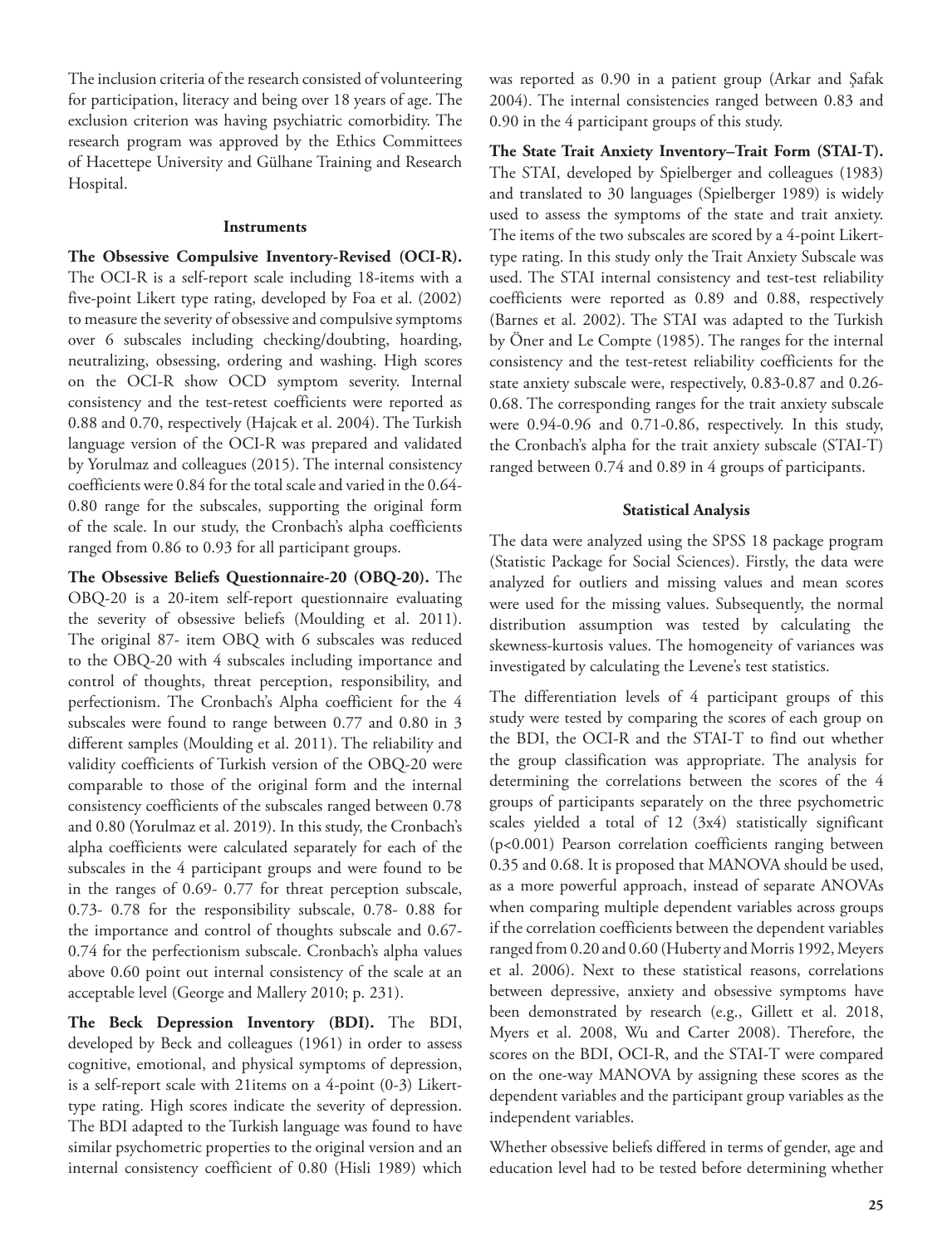The inclusion criteria of the research consisted of volunteering for participation, literacy and being over 18 years of age. The exclusion criterion was having psychiatric comorbidity. The research program was approved by the Ethics Committees of Hacettepe University and Gülhane Training and Research Hospital.

### Instruments

**The Obsessive Compulsive Inventory-Revised (OCI-R).** The OCI-R is a self-report scale including 18-items with a five-point Likert type rating, developed by Foa et al. (2002) to measure the severity of obsessive and compulsive symptoms over 6 subscales including checking/doubting, hoarding, neutralizing, obsessing, ordering and washing. High scores on the OCI-R show OCD symptom severity. Internal consistency and the test-retest coefficients were reported as 0.88 and 0.70, respectively (Hajcak et al. 2004). The Turkish language version of the OCI-R was prepared and validated by Yorulmaz and colleagues (2015). The internal consistency coefficients were 0.84 for the total scale and varied in the 0.64-0.80 range for the subscales, supporting the original form of the scale. In our study, the Cronbach's alpha coefficients ranged from 0.86 to 0.93 for all participant groups.

**The Obsessive Beliefs Questionnaire-20 (OBQ-20).** The OBQ-20 is a 20-item self-report questionnaire evaluating the severity of obsessive beliefs (Moulding et al. 2011). The original 87- item OBQ with 6 subscales was reduced to the OBQ-20 with 4 subscales including importance and control of thoughts, threat perception, responsibility, and perfectionism. The Cronbach's Alpha coefficient for the 4 subscales were found to range between 0.77 and 0.80 in 3 different samples (Moulding et al. 2011). The reliability and validity coefficients of Turkish version of the OBQ-20 were comparable to those of the original form and the internal consistency coefficients of the subscales ranged between 0.78 and 0.80 (Yorulmaz et al. 2019). In this study, the Cronbach's alpha coefficients were calculated separately for each of the subscales in the 4 participant groups and were found to be in the ranges of 0.69- 0.77 for threat perception subscale, 0.73- 0.78 for the responsibility subscale, 0.78- 0.88 for the importance and control of thoughts subscale and 0.67-0.74 for the perfectionism subscale. Cronbach's alpha values above 0.60 point out internal consistency of the scale at an acceptable level (George and Mallery 2010; p. 231).

**The Beck Depression Inventory (BDI).** The BDI, developed by Beck and colleagues (1961) in order to assess cognitive, emotional, and physical symptoms of depression, is a self-report scale with 21items on a 4-point (0-3) Likert-type rating. High scores indicate the severity of depression. The BDI adapted to the Turkish language was found to have similar psychometric properties to the original version and an internal consistency coefficient of 0.80 (Hisli 1989) which was reported as 0.90 in a patient group (Arkar and Şafak 2004). The internal consistencies ranged between 0.83 and 0.90 in the 4 participant groups of this study.

**The State Trait Anxiety Inventory–Trait Form (STAI-T).** The STAI, developed by Spielberger and colleagues (1983) and translated to 30 languages (Spielberger 1989) is widely used to assess the symptoms of the state and trait anxiety. The items of the two subscales are scored by a 4-point Likert-type rating. In this study only the Trait Anxiety Subscale was used. The STAI internal consistency and test-test reliability coefficients were reported as 0.89 and 0.88, respectively (Barnes et al. 2002). The STAI was adapted to the Turkish by Öner and Le Compte (1985). The ranges for the internal consistency and the test-retest reliability coefficients for the state anxiety subscale were, respectively, 0.83-0.87 and 0.26-0.68. The corresponding ranges for the trait anxiety subscale were 0.94-0.96 and 0.71-0.86, respectively. In this study, the Cronbach's alpha for the trait anxiety subscale (STAI-T) ranged between 0.74 and 0.89 in 4 groups of participants.

### Statistical Analysis

The data were analyzed using the SPSS 18 package program (Statistic Package for Social Sciences). Firstly, the data were analyzed for outliers and missing values and mean scores were used for the missing values. Subsequently, the normal distribution assumption was tested by calculating the skewness-kurtosis values. The homogeneity of variances was investigated by calculating the Levene's test statistics.

The differentiation levels of 4 participant groups of this study were tested by comparing the scores of each group on the BDI, the OCI-R and the STAI-T to find out whether the group classification was appropriate. The analysis for determining the correlations between the scores of the 4 groups of participants separately on the three psychometric scales yielded a total of 12 (3x4) statistically significant ($p<0.001$) Pearson correlation coefficients ranging between 0.35 and 0.68. It is proposed that MANOVA should be used, as a more powerful approach, instead of separate ANOVAs when comparing multiple dependent variables across groups if the correlation coefficients between the dependent variables ranged from 0.20 and 0.60 (Huberty and Morris 1992, Meyers et al. 2006). Next to these statistical reasons, correlations between depressive, anxiety and obsessive symptoms have been demonstrated by research (e.g., Gillett et al. 2018, Myers et al. 2008, Wu and Carter 2008). Therefore, the scores on the BDI, OCI-R, and the STAI-T were compared on the one-way MANOVA by assigning these scores as the dependent variables and the participant group variables as the independent variables.

Whether obsessive beliefs differed in terms of gender, age and education level had to be tested before determining whether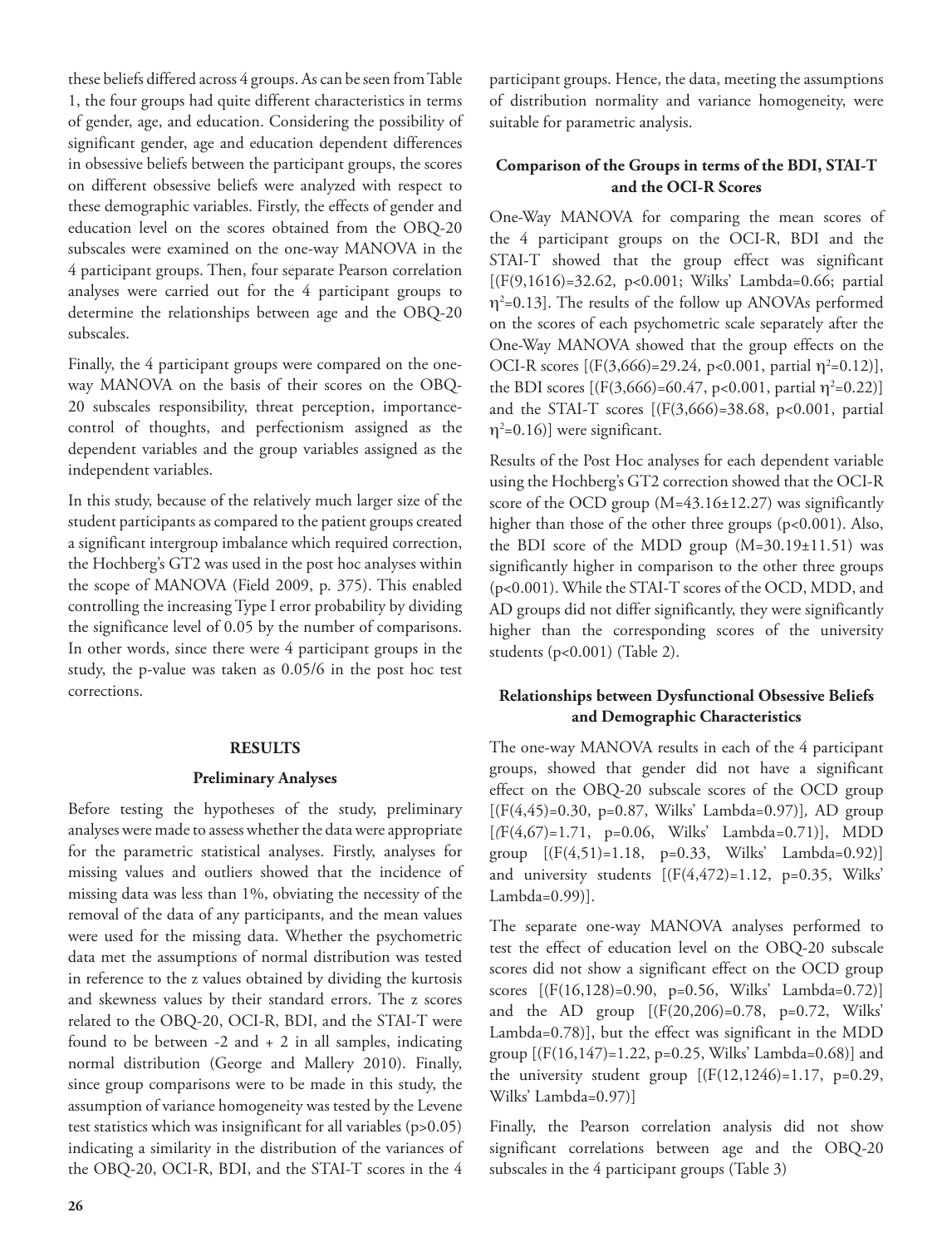these beliefs differed across 4 groups. As can be seen from Table 1, the four groups had quite different characteristics in terms of gender, age, and education. Considering the possibility of significant gender, age and education dependent differences in obsessive beliefs between the participant groups, the scores on different obsessive beliefs were analyzed with respect to these demographic variables. Firstly, the effects of gender and education level on the scores obtained from the OBQ-20 subscales were examined on the one-way MANOVA in the 4 participant groups. Then, four separate Pearson correlation analyses were carried out for the 4 participant groups to determine the relationships between age and the OBQ-20 subscales.

Finally, the 4 participant groups were compared on the one-way MANOVA on the basis of their scores on the OBQ-20 subscales responsibility, threat perception, importance-control of thoughts, and perfectionism assigned as the dependent variables and the group variables assigned as the independent variables.

In this study, because of the relatively much larger size of the student participants as compared to the patient groups created a significant intergroup imbalance which required correction, the Hochberg's GT2 was used in the post hoc analyses within the scope of MANOVA (Field 2009, p. 375). This enabled controlling the increasing Type I error probability by dividing the significance level of 0.05 by the number of comparisons. In other words, since there were 4 participant groups in the study, the p-value was taken as 0.05/6 in the post hoc test corrections.

## RESULTS

### Preliminary Analyses

Before testing the hypotheses of the study, preliminary analyses were made to assess whether the data were appropriate for the parametric statistical analyses. Firstly, analyses for missing values and outliers showed that the incidence of missing data was less than 1%, obviating the necessity of the removal of the data of any participants, and the mean values were used for the missing data. Whether the psychometric data met the assumptions of normal distribution was tested in reference to the z values obtained by dividing the kurtosis and skewness values by their standard errors. The z scores related to the OBQ-20, OCI-R, BDI, and the STAI-T were found to be between -2 and + 2 in all samples, indicating normal distribution (George and Mallery 2010). Finally, since group comparisons were to be made in this study, the assumption of variance homogeneity was tested by the Levene test statistics which was insignificant for all variables ($p>0.05$) indicating a similarity in the distribution of the variances of the OBQ-20, OCI-R, BDI, and the STAI-T scores in the 4 participant groups. Hence, the data, meeting the assumptions of distribution normality and variance homogeneity, were suitable for parametric analysis.

### Comparison of the Groups in terms of the BDI, STAI-T and the OCI-R Scores

One-Way MANOVA for comparing the mean scores of the 4 participant groups on the OCI-R, BDI and the STAI-T showed that the group effect was significant [($F(9,1616)=32.62$, $p<0.001$; Wilks' Lambda=0.66; partial $\eta^2=0.13$]. The results of the follow up ANOVAs performed on the scores of each psychometric scale separately after the One-Way MANOVA showed that the group effects on the OCI-R scores [($F(3,666)=29.24$, $p<0.001$, partial $\eta^2=0.12$)], the BDI scores [($F(3,666)=60.47$, $p<0.001$, partial $\eta^2=0.22$)] and the STAI-T scores [($F(3,666)=38.68$, $p<0.001$, partial $\eta^2=0.16$)] were significant.

Results of the Post Hoc analyses for each dependent variable using the Hochberg's GT2 correction showed that the OCI-R score of the OCD group ($M=43.16\pm12.27$) was significantly higher than those of the other three groups ($p<0.001$). Also, the BDI score of the MDD group ($M=30.19\pm11.51$) was significantly higher in comparison to the other three groups ($p<0.001$). While the STAI-T scores of the OCD, MDD, and AD groups did not differ significantly, they were significantly higher than the corresponding scores of the university students ($p<0.001$) (Table 2).

### Relationships between Dysfunctional Obsessive Beliefs and Demographic Characteristics

The one-way MANOVA results in each of the 4 participant groups, showed that gender did not have a significant effect on the OBQ-20 subscale scores of the OCD group [($F(4,45)=0.30$, $p=0.87$, Wilks' Lambda=0.97)], AD group [($F(4,67)=1.71$, $p=0.06$, Wilks' Lambda=0.71)], MDD group [($F(4,51)=1.18$, $p=0.33$, Wilks' Lambda=0.92)] and university students [($F(4,472)=1.12$, $p=0.35$, Wilks' Lambda=0.99)].

The separate one-way MANOVA analyses performed to test the effect of education level on the OBQ-20 subscale scores did not show a significant effect on the OCD group scores [($F(16,128)=0.90$, $p=0.56$, Wilks' Lambda=0.72)] and the AD group [($F(20,206)=0.78$, $p=0.72$, Wilks' Lambda=0.78)], but the effect was significant in the MDD group [($F(16,147)=1.22$, $p=0.25$, Wilks' Lambda=0.68)] and the university student group [($F(12,1246)=1.17$, $p=0.29$, Wilks' Lambda=0.97)]

Finally, the Pearson correlation analysis did not show significant correlations between age and the OBQ-20 subscales in the 4 participant groups (Table 3)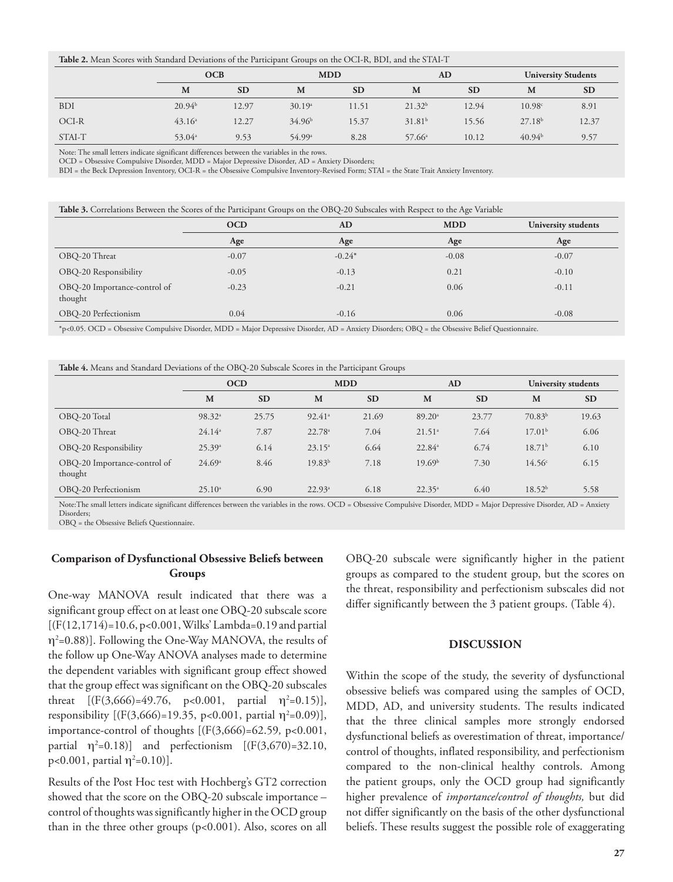**Table 2.** Mean Scores with Standard Deviations of the Participant Groups on the OCI-R, BDI, and the STAI-T

| | OCB | | MDD | | AD | | University Students | |
|---|---|---|---|---|---|---|---|---|
| | M | SD | M | SD | M | SD | M | SD |
| BDI | 20.94[b] | 12.97 | 30.19[a] | 11.51 | 21.32[b] | 12.94 | 10.98[c] | 8.91 |
| OCI-R | 43.16[a] | 12.27 | 34.96[b] | 15.37 | 31.81[b] | 15.56 | 27.18[b] | 12.37 |
| STAI-T | 53.04[a] | 9.53 | 54.99[a] | 8.28 | 57.66[a] | 10.12 | 40.94[b] | 9.57 |

Note: The small letters indicate significant differences between the variables in the rows.
OCD = Obsessive Compulsive Disorder, MDD = Major Depressive Disorder, AD = Anxiety Disorders;
BDI = the Beck Depression Inventory, OCI-R = the Obsessive Compulsive Inventory-Revised Form; STAI = the State Trait Anxiety Inventory.

**Table 3.** Correlations Between the Scores of the Participant Groups on the OBQ-20 Subscales with Respect to the Age Variable

| | OCD | AD | MDD | University students |
|---|---|---|---|---|
| | Age | Age | Age | Age |
| OBQ-20 Threat | -0.07 | -0.24* | -0.08 | -0.07 |
| OBQ-20 Responsibility | -0.05 | -0.13 | 0.21 | -0.10 |
| OBQ-20 Importance-control of thought | -0.23 | -0.21 | 0.06 | -0.11 |
| OBQ-20 Perfectionism | 0.04 | -0.16 | 0.06 | -0.08 |

*p<0.05. OCD = Obsessive Compulsive Disorder, MDD = Major Depressive Disorder, AD = Anxiety Disorders; OBQ = the Obsessive Belief Questionnaire.

**Table 4.** Means and Standard Deviations of the OBQ-20 Subscale Scores in the Participant Groups

| | OCD | | MDD | | AD | | University students | |
|---|---|---|---|---|---|---|---|---|
| | M | SD | M | SD | M | SD | M | SD |
| OBQ-20 Total | 98.32[a] | 25.75 | 92.41[a] | 21.69 | 89.20[a] | 23.77 | 70.83[b] | 19.63 |
| OBQ-20 Threat | 24.14[a] | 7.87 | 22.78[a] | 7.04 | 21.51[a] | 7.64 | 17.01[b] | 6.06 |
| OBQ-20 Responsibility | 25.39[a] | 6.14 | 23.15[a] | 6.64 | 22.84[a] | 6.74 | 18.71[b] | 6.10 |
| OBQ-20 Importance-control of thought | 24.69[a] | 8.46 | 19.83[b] | 7.18 | 19.69[b] | 7.30 | 14.56[c] | 6.15 |
| OBQ-20 Perfectionism | 25.10[a] | 6.90 | 22.93[a] | 6.18 | 22.35[a] | 6.40 | 18.52[b] | 5.58 |

Note:The small letters indicate significant differences between the variables in the rows. OCD = Obsessive Compulsive Disorder, MDD = Major Depressive Disorder, AD = Anxiety Disorders;
OBQ = the Obsessive Beliefs Questionnaire.

## Comparison of Dysfunctional Obsessive Beliefs between Groups

One-way MANOVA result indicated that there was a significant group effect on at least one OBQ-20 subscale score [($F(12,1714)=10.6$, $p<0.001$, Wilks' Lambda=0.19 and partial $\eta^2=0.88$)]. Following the One-Way MANOVA, the results of the follow up One-Way ANOVA analyses made to determine the dependent variables with significant group effect showed that the group effect was significant on the OBQ-20 subscales threat [($F(3,666)=49.76$, $p<0.001$, partial $\eta^2=0.15$)], responsibility [($F(3,666)=19.35$, $p<0.001$, partial $\eta^2=0.09$)], importance-control of thoughts [($F(3,666)=62.59$, $p<0.001$, partial $\eta^2=0.18$)] and perfectionism [($F(3,670)=32.10$, $p<0.001$, partial $\eta^2=0.10$)].

Results of the Post Hoc test with Hochberg's GT2 correction showed that the score on the OBQ-20 subscale importance – control of thoughts was significantly higher in the OCD group than in the three other groups ($p<0.001$). Also, scores on all OBQ-20 subscale were significantly higher in the patient groups as compared to the student group, but the scores on the threat, responsibility and perfectionism subscales did not differ significantly between the 3 patient groups. (Table 4).

## DISCUSSION

Within the scope of the study, the severity of dysfunctional obsessive beliefs was compared using the samples of OCD, MDD, AD, and university students. The results indicated that the three clinical samples more strongly endorsed dysfunctional beliefs as overestimation of threat, importance/control of thoughts, inflated responsibility, and perfectionism compared to the non-clinical healthy controls. Among the patient groups, only the OCD group had significantly higher prevalence of *importance/control of thoughts,* but did not differ significantly on the basis of the other dysfunctional beliefs. These results suggest the possible role of exaggerating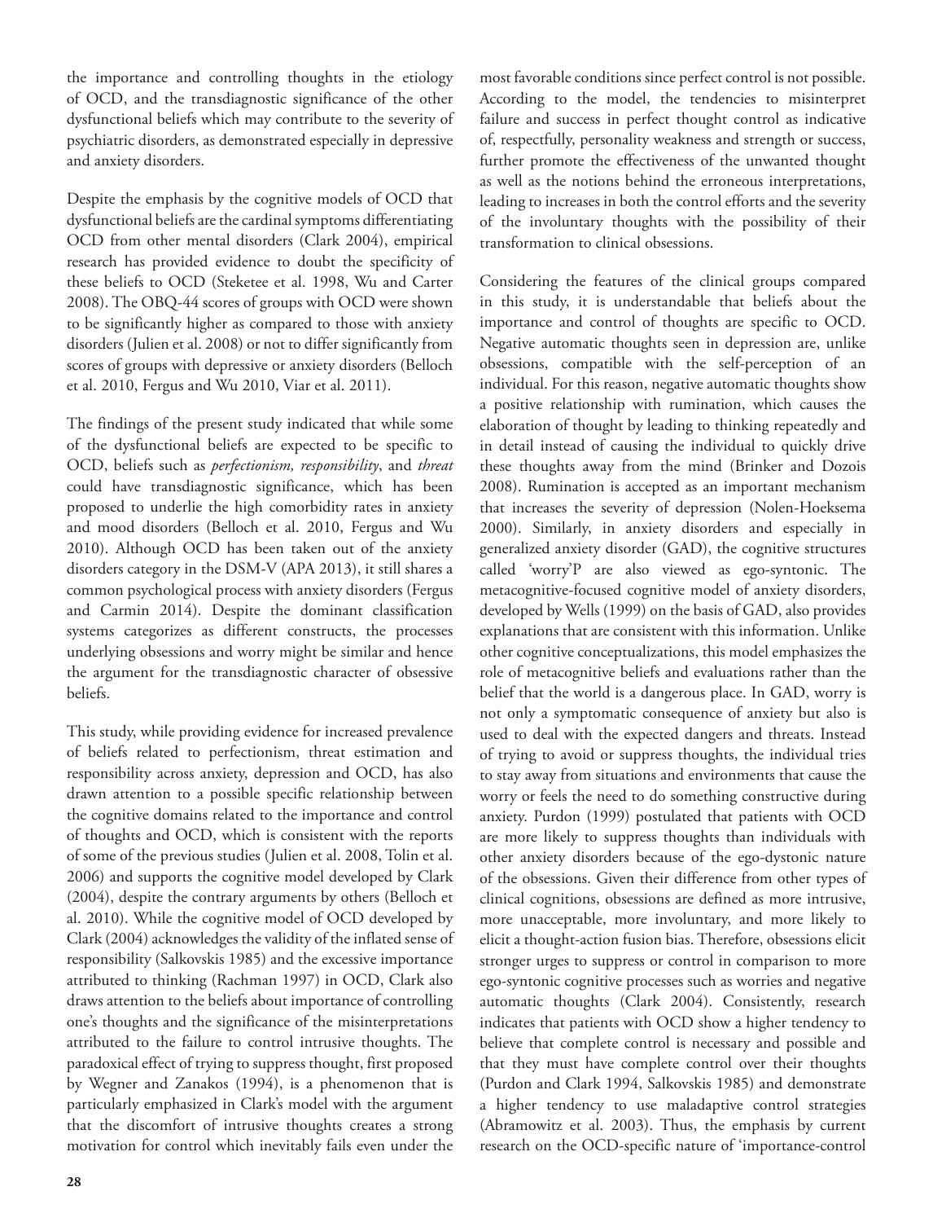the importance and controlling thoughts in the etiology of OCD, and the transdiagnostic significance of the other dysfunctional beliefs which may contribute to the severity of psychiatric disorders, as demonstrated especially in depressive and anxiety disorders.

Despite the emphasis by the cognitive models of OCD that dysfunctional beliefs are the cardinal symptoms differentiating OCD from other mental disorders (Clark 2004), empirical research has provided evidence to doubt the specificity of these beliefs to OCD (Steketee et al. 1998, Wu and Carter 2008). The OBQ-44 scores of groups with OCD were shown to be significantly higher as compared to those with anxiety disorders (Julien et al. 2008) or not to differ significantly from scores of groups with depressive or anxiety disorders (Belloch et al. 2010, Fergus and Wu 2010, Viar et al. 2011).

The findings of the present study indicated that while some of the dysfunctional beliefs are expected to be specific to OCD, beliefs such as *perfectionism, responsibility*, and *threat* could have transdiagnostic significance, which has been proposed to underlie the high comorbidity rates in anxiety and mood disorders (Belloch et al. 2010, Fergus and Wu 2010). Although OCD has been taken out of the anxiety disorders category in the DSM-V (APA 2013), it still shares a common psychological process with anxiety disorders (Fergus and Carmin 2014). Despite the dominant classification systems categorizes as different constructs, the processes underlying obsessions and worry might be similar and hence the argument for the transdiagnostic character of obsessive beliefs.

This study, while providing evidence for increased prevalence of beliefs related to perfectionism, threat estimation and responsibility across anxiety, depression and OCD, has also drawn attention to a possible specific relationship between the cognitive domains related to the importance and control of thoughts and OCD, which is consistent with the reports of some of the previous studies (Julien et al. 2008, Tolin et al. 2006) and supports the cognitive model developed by Clark (2004), despite the contrary arguments by others (Belloch et al. 2010). While the cognitive model of OCD developed by Clark (2004) acknowledges the validity of the inflated sense of responsibility (Salkovskis 1985) and the excessive importance attributed to thinking (Rachman 1997) in OCD, Clark also draws attention to the beliefs about importance of controlling one's thoughts and the significance of the misinterpretations attributed to the failure to control intrusive thoughts. The paradoxical effect of trying to suppress thought, first proposed by Wegner and Zanakos (1994), is a phenomenon that is particularly emphasized in Clark's model with the argument that the discomfort of intrusive thoughts creates a strong motivation for control which inevitably fails even under the most favorable conditions since perfect control is not possible. According to the model, the tendencies to misinterpret failure and success in perfect thought control as indicative of, respectfully, personality weakness and strength or success, further promote the effectiveness of the unwanted thought as well as the notions behind the erroneous interpretations, leading to increases in both the control efforts and the severity of the involuntary thoughts with the possibility of their transformation to clinical obsessions.

Considering the features of the clinical groups compared in this study, it is understandable that beliefs about the importance and control of thoughts are specific to OCD. Negative automatic thoughts seen in depression are, unlike obsessions, compatible with the self-perception of an individual. For this reason, negative automatic thoughts show a positive relationship with rumination, which causes the elaboration of thought by leading to thinking repeatedly and in detail instead of causing the individual to quickly drive these thoughts away from the mind (Brinker and Dozois 2008). Rumination is accepted as an important mechanism that increases the severity of depression (Nolen-Hoeksema 2000). Similarly, in anxiety disorders and especially in generalized anxiety disorder (GAD), the cognitive structures called 'worry'P are also viewed as ego-syntonic. The metacognitive-focused cognitive model of anxiety disorders, developed by Wells (1999) on the basis of GAD, also provides explanations that are consistent with this information. Unlike other cognitive conceptualizations, this model emphasizes the role of metacognitive beliefs and evaluations rather than the belief that the world is a dangerous place. In GAD, worry is not only a symptomatic consequence of anxiety but also is used to deal with the expected dangers and threats. Instead of trying to avoid or suppress thoughts, the individual tries to stay away from situations and environments that cause the worry or feels the need to do something constructive during anxiety. Purdon (1999) postulated that patients with OCD are more likely to suppress thoughts than individuals with other anxiety disorders because of the ego-dystonic nature of the obsessions. Given their difference from other types of clinical cognitions, obsessions are defined as more intrusive, more unacceptable, more involuntary, and more likely to elicit a thought-action fusion bias. Therefore, obsessions elicit stronger urges to suppress or control in comparison to more ego-syntonic cognitive processes such as worries and negative automatic thoughts (Clark 2004). Consistently, research indicates that patients with OCD show a higher tendency to believe that complete control is necessary and possible and that they must have complete control over their thoughts (Purdon and Clark 1994, Salkovskis 1985) and demonstrate a higher tendency to use maladaptive control strategies (Abramowitz et al. 2003). Thus, the emphasis by current research on the OCD-specific nature of 'importance-control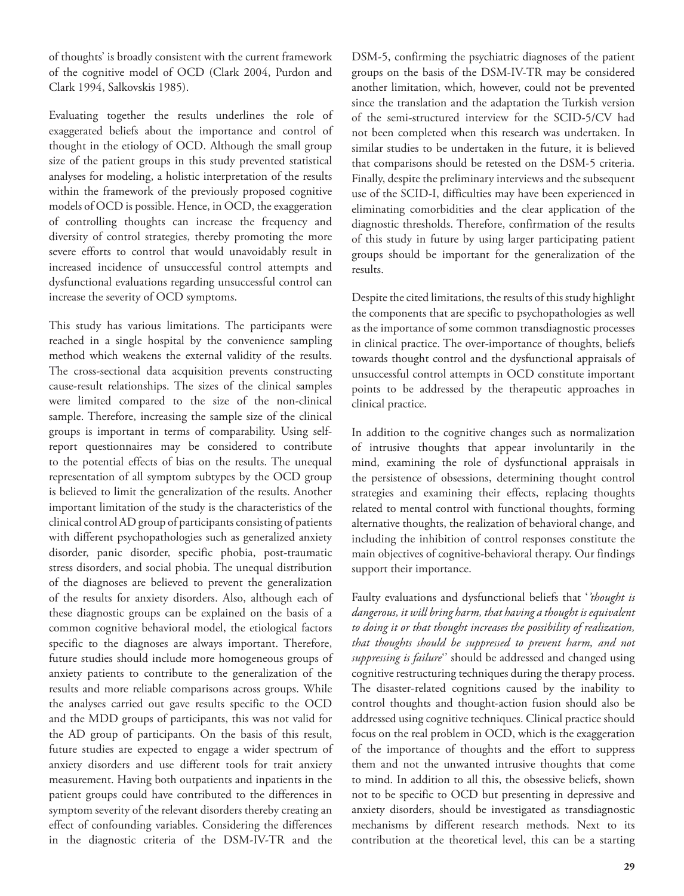of thoughts' is broadly consistent with the current framework of the cognitive model of OCD (Clark 2004, Purdon and Clark 1994, Salkovskis 1985).

Evaluating together the results underlines the role of exaggerated beliefs about the importance and control of thought in the etiology of OCD. Although the small group size of the patient groups in this study prevented statistical analyses for modeling, a holistic interpretation of the results within the framework of the previously proposed cognitive models of OCD is possible. Hence, in OCD, the exaggeration of controlling thoughts can increase the frequency and diversity of control strategies, thereby promoting the more severe efforts to control that would unavoidably result in increased incidence of unsuccessful control attempts and dysfunctional evaluations regarding unsuccessful control can increase the severity of OCD symptoms.

This study has various limitations. The participants were reached in a single hospital by the convenience sampling method which weakens the external validity of the results. The cross-sectional data acquisition prevents constructing cause-result relationships. The sizes of the clinical samples were limited compared to the size of the non-clinical sample. Therefore, increasing the sample size of the clinical groups is important in terms of comparability. Using self-report questionnaires may be considered to contribute to the potential effects of bias on the results. The unequal representation of all symptom subtypes by the OCD group is believed to limit the generalization of the results. Another important limitation of the study is the characteristics of the clinical control AD group of participants consisting of patients with different psychopathologies such as generalized anxiety disorder, panic disorder, specific phobia, post-traumatic stress disorders, and social phobia. The unequal distribution of the diagnoses are believed to prevent the generalization of the results for anxiety disorders. Also, although each of these diagnostic groups can be explained on the basis of a common cognitive behavioral model, the etiological factors specific to the diagnoses are always important. Therefore, future studies should include more homogeneous groups of anxiety patients to contribute to the generalization of the results and more reliable comparisons across groups. While the analyses carried out gave results specific to the OCD and the MDD groups of participants, this was not valid for the AD group of participants. On the basis of this result, future studies are expected to engage a wider spectrum of anxiety disorders and use different tools for trait anxiety measurement. Having both outpatients and inpatients in the patient groups could have contributed to the differences in symptom severity of the relevant disorders thereby creating an effect of confounding variables. Considering the differences in the diagnostic criteria of the DSM-IV-TR and the DSM-5, confirming the psychiatric diagnoses of the patient groups on the basis of the DSM-IV-TR may be considered another limitation, which, however, could not be prevented since the translation and the adaptation the Turkish version of the semi-structured interview for the SCID-5/CV had not been completed when this research was undertaken. In similar studies to be undertaken in the future, it is believed that comparisons should be retested on the DSM-5 criteria. Finally, despite the preliminary interviews and the subsequent use of the SCID-I, difficulties may have been experienced in eliminating comorbidities and the clear application of the diagnostic thresholds. Therefore, confirmation of the results of this study in future by using larger participating patient groups should be important for the generalization of the results.

Despite the cited limitations, the results of this study highlight the components that are specific to psychopathologies as well as the importance of some common transdiagnostic processes in clinical practice. The over-importance of thoughts, beliefs towards thought control and the dysfunctional appraisals of unsuccessful control attempts in OCD constitute important points to be addressed by the therapeutic approaches in clinical practice.

In addition to the cognitive changes such as normalization of intrusive thoughts that appear involuntarily in the mind, examining the role of dysfunctional appraisals in the persistence of obsessions, determining thought control strategies and examining their effects, replacing thoughts related to mental control with functional thoughts, forming alternative thoughts, the realization of behavioral change, and including the inhibition of control responses constitute the main objectives of cognitive-behavioral therapy. Our findings support their importance.

Faulty evaluations and dysfunctional beliefs that '*'thought is dangerous, it will bring harm, that having a thought is equivalent to doing it or that thought increases the possibility of realization, that thoughts should be suppressed to prevent harm, and not suppressing is failure*'' should be addressed and changed using cognitive restructuring techniques during the therapy process. The disaster-related cognitions caused by the inability to control thoughts and thought-action fusion should also be addressed using cognitive techniques. Clinical practice should focus on the real problem in OCD, which is the exaggeration of the importance of thoughts and the effort to suppress them and not the unwanted intrusive thoughts that come to mind. In addition to all this, the obsessive beliefs, shown not to be specific to OCD but presenting in depressive and anxiety disorders, should be investigated as transdiagnostic mechanisms by different research methods. Next to its contribution at the theoretical level, this can be a starting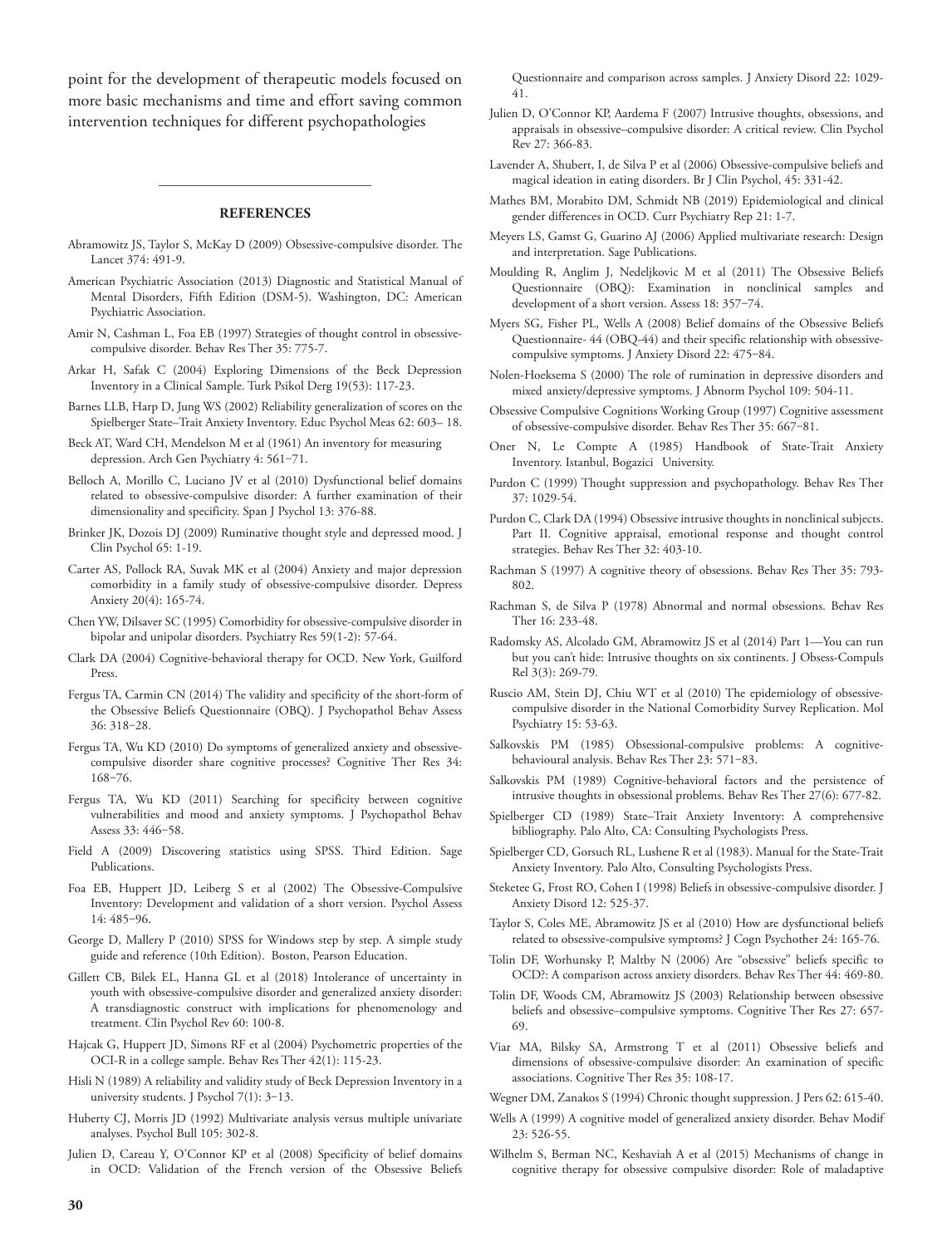point for the development of therapeutic models focused on more basic mechanisms and time and effort saving common intervention techniques for different psychopathologies

## REFERENCES

Abramowitz JS, Taylor S, McKay D (2009) Obsessive-compulsive disorder. The Lancet 374: 491-9.

American Psychiatric Association (2013) Diagnostic and Statistical Manual of Mental Disorders, Fifth Edition (DSM-5). Washington, DC: American Psychiatric Association.

Amir N, Cashman L, Foa EB (1997) Strategies of thought control in obsessive-compulsive disorder. Behav Res Ther 35: 775-7.

Arkar H, Safak C (2004) Exploring Dimensions of the Beck Depression Inventory in a Clinical Sample. Turk Psikol Derg 19(53): 117-23.

Barnes LLB, Harp D, Jung WS (2002) Reliability generalization of scores on the Spielberger State–Trait Anxiety Inventory. Educ Psychol Meas 62: 603– 18.

Beck AT, Ward CH, Mendelson M et al (1961) An inventory for measuring depression. Arch Gen Psychiatry 4: 561−71.

Belloch A, Morillo C, Luciano JV et al (2010) Dysfunctional belief domains related to obsessive-compulsive disorder: A further examination of their dimensionality and specificity. Span J Psychol 13: 376-88.

Brinker JK, Dozois DJ (2009) Ruminative thought style and depressed mood. J Clin Psychol 65: 1-19.

Carter AS, Pollock RA, Suvak MK et al (2004) Anxiety and major depression comorbidity in a family study of obsessive-compulsive disorder. Depress Anxiety 20(4): 165-74.

Chen YW, Dilsaver SC (1995) Comorbidity for obsessive-compulsive disorder in bipolar and unipolar disorders. Psychiatry Res 59(1-2): 57-64.

Clark DA (2004) Cognitive-behavioral therapy for OCD. New York, Guilford Press.

Fergus TA, Carmin CN (2014) The validity and specificity of the short-form of the Obsessive Beliefs Questionnaire (OBQ). J Psychopathol Behav Assess 36: 318−28.

Fergus TA, Wu KD (2010) Do symptoms of generalized anxiety and obsessive-compulsive disorder share cognitive processes? Cognitive Ther Res 34: 168−76.

Fergus TA, Wu KD (2011) Searching for specificity between cognitive vulnerabilities and mood and anxiety symptoms. J Psychopathol Behav Assess 33: 446−58.

Field A (2009) Discovering statistics using SPSS. Third Edition. Sage Publications.

Foa EB, Huppert JD, Leiberg S et al (2002) The Obsessive-Compulsive Inventory: Development and validation of a short version. Psychol Assess 14: 485−96.

George D, Mallery P (2010) SPSS for Windows step by step. A simple study guide and reference (10th Edition). Boston, Pearson Education.

Gillett CB, Bilek EL, Hanna GL et al (2018) Intolerance of uncertainty in youth with obsessive-compulsive disorder and generalized anxiety disorder: A transdiagnostic construct with implications for phenomenology and treatment. Clin Psychol Rev 60: 100-8.

Hajcak G, Huppert JD, Simons RF et al (2004) Psychometric properties of the OCI-R in a college sample. Behav Res Ther 42(1): 115-23.

Hisli N (1989) A reliability and validity study of Beck Depression Inventory in a university students. J Psychol 7(1): 3−13.

Huberty CJ, Morris JD (1992) Multivariate analysis versus multiple univariate analyses. Psychol Bull 105: 302-8.

Julien D, Careau Y, O'Connor KP et al (2008) Specificity of belief domains in OCD: Validation of the French version of the Obsessive Beliefs Questionnaire and comparison across samples. J Anxiety Disord 22: 1029-41.

Julien D, O'Connor KP, Aardema F (2007) Intrusive thoughts, obsessions, and appraisals in obsessive–compulsive disorder: A critical review. Clin Psychol Rev 27: 366-83.

Lavender A, Shubert, I, de Silva P et al (2006) Obsessive-compulsive beliefs and magical ideation in eating disorders. Br J Clin Psychol, 45: 331-42.

Mathes BM, Morabito DM, Schmidt NB (2019) Epidemiological and clinical gender differences in OCD. Curr Psychiatry Rep 21: 1-7.

Meyers LS, Gamst G, Guarino AJ (2006) Applied multivariate research: Design and interpretation. Sage Publications.

Moulding R, Anglim J, Nedeljkovic M et al (2011) The Obsessive Beliefs Questionnaire (OBQ): Examination in nonclinical samples and development of a short version. Assess 18: 357−74.

Myers SG, Fisher PL, Wells A (2008) Belief domains of the Obsessive Beliefs Questionnaire- 44 (OBQ-44) and their specific relationship with obsessive-compulsive symptoms. J Anxiety Disord 22: 475−84.

Nolen-Hoeksema S (2000) The role of rumination in depressive disorders and mixed anxiety/depressive symptoms. J Abnorm Psychol 109: 504-11.

Obsessive Compulsive Cognitions Working Group (1997) Cognitive assessment of obsessive-compulsive disorder. Behav Res Ther 35: 667−81.

Oner N, Le Compte A (1985) Handbook of State-Trait Anxiety Inventory. Istanbul, Bogazici University.

Purdon C (1999) Thought suppression and psychopathology. Behav Res Ther 37: 1029-54.

Purdon C, Clark DA (1994) Obsessive intrusive thoughts in nonclinical subjects. Part II. Cognitive appraisal, emotional response and thought control strategies. Behav Res Ther 32: 403-10.

Rachman S (1997) A cognitive theory of obsessions. Behav Res Ther 35: 793-802.

Rachman S, de Silva P (1978) Abnormal and normal obsessions. Behav Res Ther 16: 233-48.

Radomsky AS, Alcolado GM, Abramowitz JS et al (2014) Part 1—You can run but you can't hide: Intrusive thoughts on six continents. J Obsess-Compuls Rel 3(3): 269-79.

Ruscio AM, Stein DJ, Chiu WT et al (2010) The epidemiology of obsessive-compulsive disorder in the National Comorbidity Survey Replication. Mol Psychiatry 15: 53-63.

Salkovskis PM (1985) Obsessional-compulsive problems: A cognitive-behavioural analysis. Behav Res Ther 23: 571−83.

Salkovskis PM (1989) Cognitive-behavioral factors and the persistence of intrusive thoughts in obsessional problems. Behav Res Ther 27(6): 677-82.

Spielberger CD (1989) State–Trait Anxiety Inventory: A comprehensive bibliography. Palo Alto, CA: Consulting Psychologists Press.

Spielberger CD, Gorsuch RL, Lushene R et al (1983). Manual for the State-Trait Anxiety Inventory. Palo Alto, Consulting Psychologists Press.

Steketee G, Frost RO, Cohen I (1998) Beliefs in obsessive-compulsive disorder. J Anxiety Disord 12: 525-37.

Taylor S, Coles ME, Abramowitz JS et al (2010) How are dysfunctional beliefs related to obsessive-compulsive symptoms? J Cogn Psychother 24: 165-76.

Tolin DF, Worhunsky P, Maltby N (2006) Are "obsessive" beliefs specific to OCD?: A comparison across anxiety disorders. Behav Res Ther 44: 469-80.

Tolin DF, Woods CM, Abramowitz JS (2003) Relationship between obsessive beliefs and obsessive–compulsive symptoms. Cognitive Ther Res 27: 657-69.

Viar MA, Bilsky SA, Armstrong T et al (2011) Obsessive beliefs and dimensions of obsessive-compulsive disorder: An examination of specific associations. Cognitive Ther Res 35: 108-17.

Wegner DM, Zanakos S (1994) Chronic thought suppression. J Pers 62: 615-40.

Wells A (1999) A cognitive model of generalized anxiety disorder. Behav Modif 23: 526-55.

Wilhelm S, Berman NC, Keshaviah A et al (2015) Mechanisms of change in cognitive therapy for obsessive compulsive disorder: Role of maladaptive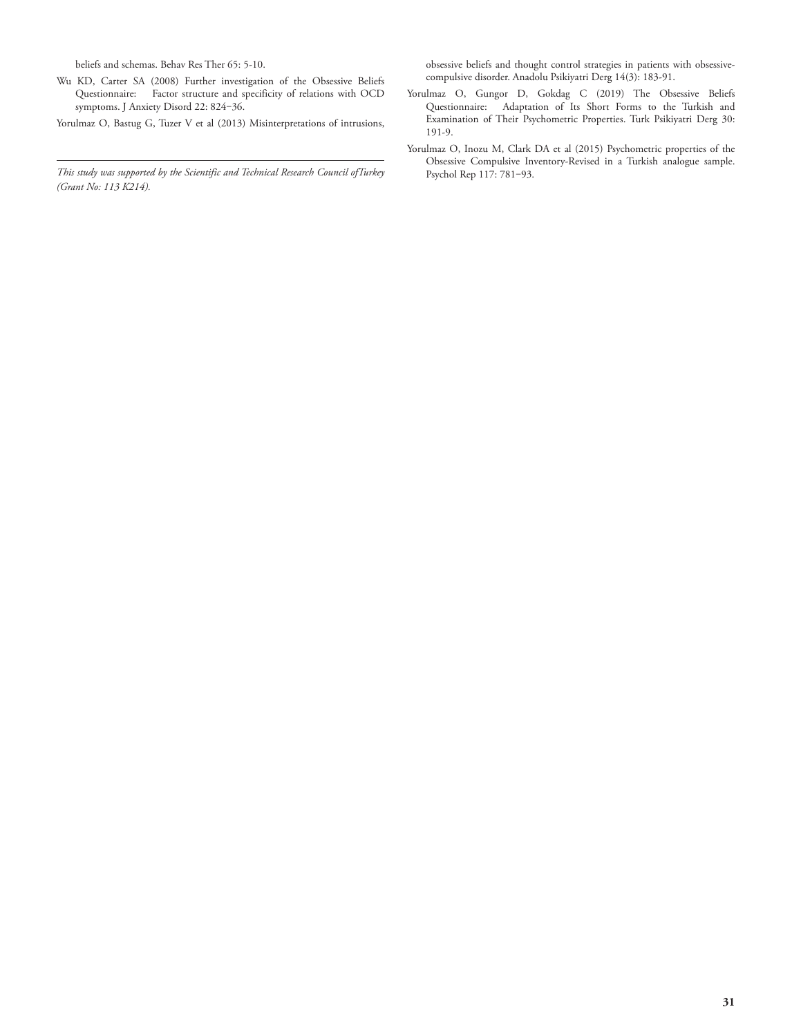beliefs and schemas. Behav Res Ther 65: 5-10.

Wu KD, Carter SA (2008) Further investigation of the Obsessive Beliefs Questionnaire: Factor structure and specificity of relations with OCD symptoms. J Anxiety Disord 22: 824–36.

Yorulmaz O, Bastug G, Tuzer V et al (2013) Misinterpretations of intrusions, obsessive beliefs and thought control strategies in patients with obsessive-compulsive disorder. Anadolu Psikiyatri Derg 14(3): 183-91.

Yorulmaz O, Gungor D, Gokdag C (2019) The Obsessive Beliefs Questionnaire: Adaptation of Its Short Forms to the Turkish and Examination of Their Psychometric Properties. Turk Psikiyatri Derg 30: 191-9.

Yorulmaz O, Inozu M, Clark DA et al (2015) Psychometric properties of the Obsessive Compulsive Inventory-Revised in a Turkish analogue sample. Psychol Rep 117: 781–93.

---

*This study was supported by the Scientific and Technical Research Council ofTurkey (Grant No: 113 K214).*